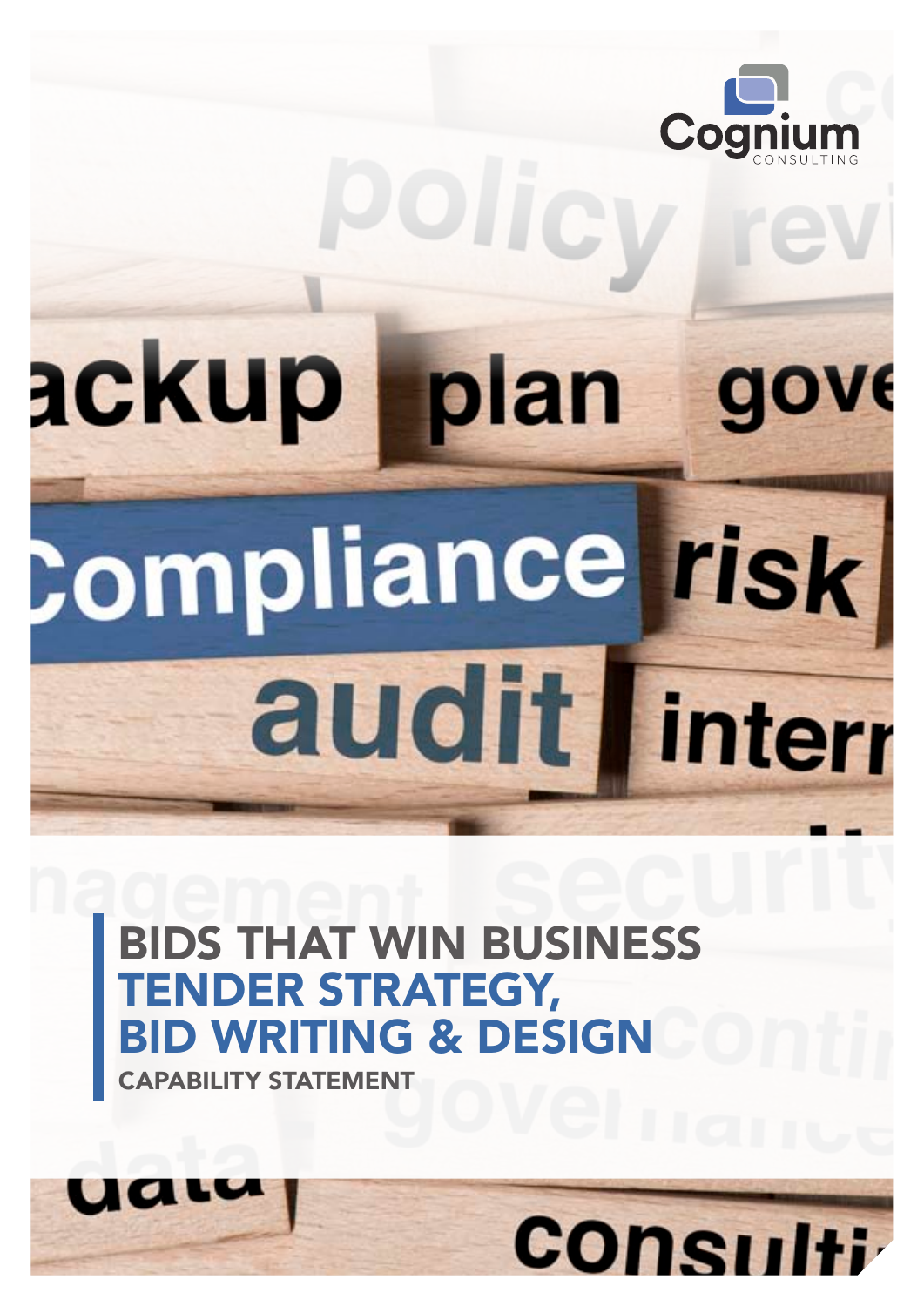Cognium
CONSULTING

# BIDS THAT WIN BUSINESS
## TENDER STRATEGY, BID WRITING & DESIGN
**CAPABILITY STATEMENT**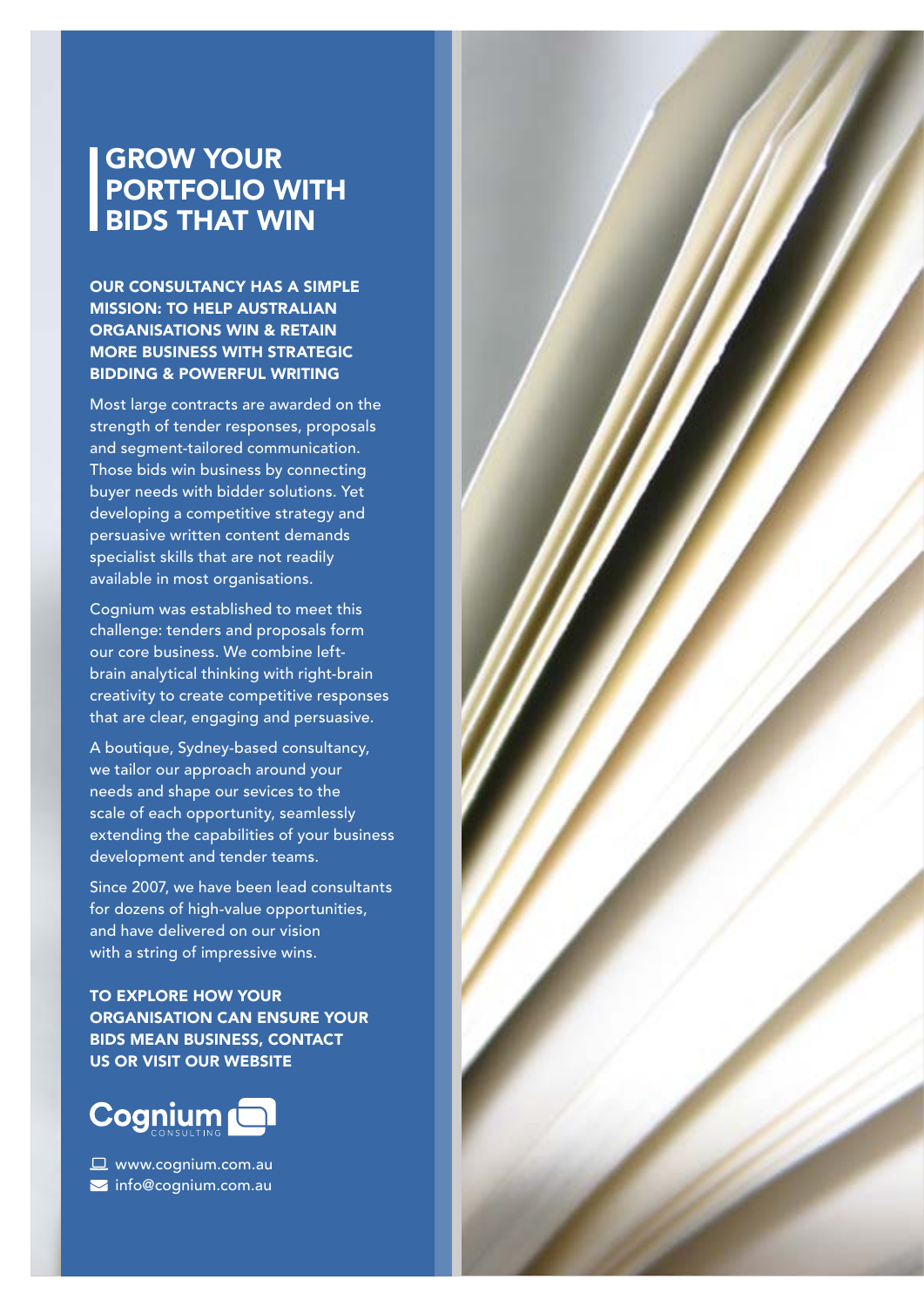# GROW YOUR PORTFOLIO WITH BIDS THAT WIN

**OUR CONSULTANCY HAS A SIMPLE MISSION: TO HELP AUSTRALIAN ORGANISATIONS WIN & RETAIN MORE BUSINESS WITH STRATEGIC BIDDING & POWERFUL WRITING**

Most large contracts are awarded on the strength of tender responses, proposals and segment-tailored communication. Those bids win business by connecting buyer needs with bidder solutions. Yet developing a competitive strategy and persuasive written content demands specialist skills that are not readily available in most organisations.

Cognium was established to meet this challenge: tenders and proposals form our core business. We combine left-brain analytical thinking with right-brain creativity to create competitive responses that are clear, engaging and persuasive.

A boutique, Sydney-based consultancy, we tailor our approach around your needs and shape our sevices to the scale of each opportunity, seamlessly extending the capabilities of your business development and tender teams.

Since 2007, we have been lead consultants for dozens of high-value opportunities, and have delivered on our vision with a string of impressive wins.

**TO EXPLORE HOW YOUR ORGANISATION CAN ENSURE YOUR BIDS MEAN BUSINESS, CONTACT US OR VISIT OUR WEBSITE**

Cognium CONSULTING

www.cognium.com.au
info@cognium.com.au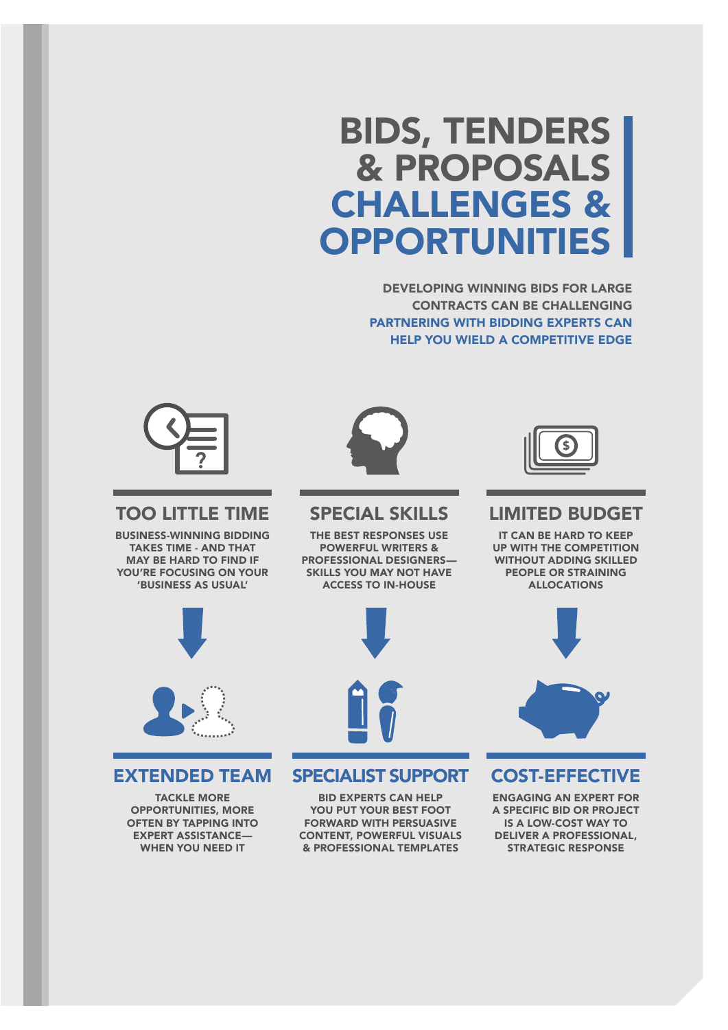# BIDS, TENDERS & PROPOSALS CHALLENGES & OPPORTUNITIES

DEVELOPING WINNING BIDS FOR LARGE CONTRACTS CAN BE CHALLENGING
PARTNERING WITH BIDDING EXPERTS CAN HELP YOU WIELD A COMPETITIVE EDGE

## TOO LITTLE TIME

BUSINESS-WINNING BIDDING TAKES TIME - AND THAT MAY BE HARD TO FIND IF YOU'RE FOCUSING ON YOUR 'BUSINESS AS USUAL'

## SPECIAL SKILLS

THE BEST RESPONSES USE POWERFUL WRITERS & PROFESSIONAL DESIGNERS—SKILLS YOU MAY NOT HAVE ACCESS TO IN-HOUSE

## LIMITED BUDGET

IT CAN BE HARD TO KEEP UP WITH THE COMPETITION WITHOUT ADDING SKILLED PEOPLE OR STRAINING ALLOCATIONS

## EXTENDED TEAM

TACKLE MORE OPPORTUNITIES, MORE OFTEN BY TAPPING INTO EXPERT ASSISTANCE—WHEN YOU NEED IT

## SPECIALIST SUPPORT

BID EXPERTS CAN HELP YOU PUT YOUR BEST FOOT FORWARD WITH PERSUASIVE CONTENT, POWERFUL VISUALS & PROFESSIONAL TEMPLATES

## COST-EFFECTIVE

ENGAGING AN EXPERT FOR A SPECIFIC BID OR PROJECT IS A LOW-COST WAY TO DELIVER A PROFESSIONAL, STRATEGIC RESPONSE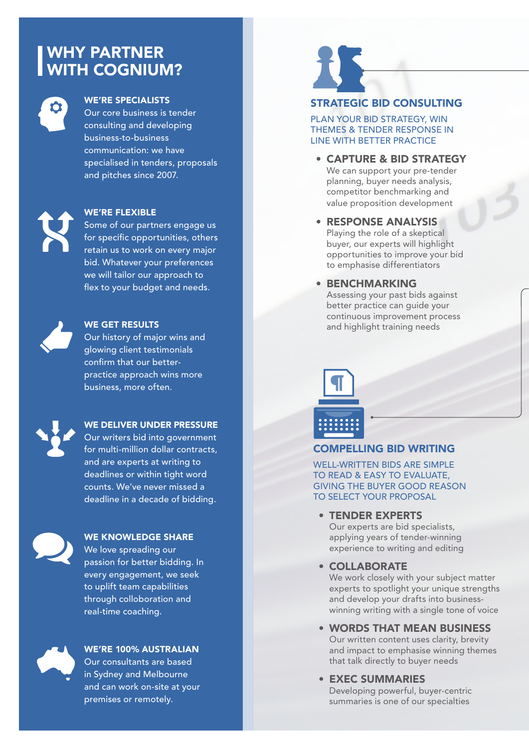# WHY PARTNER WITH COGNIUM?

### WE'RE SPECIALISTS

Our core business is tender consulting and developing business-to-business communication: we have specialised in tenders, proposals and pitches since 2007.

### WE'RE FLEXIBLE

Some of our partners engage us for specific opportunities, others retain us to work on every major bid. Whatever your preferences we will tailor our approach to flex to your budget and needs.

### WE GET RESULTS

Our history of major wins and glowing client testimonials confirm that our better-practice approach wins more business, more often.

### WE DELIVER UNDER PRESSURE

Our writers bid into government for multi-million dollar contracts, and are experts at writing to deadlines or within tight word counts. We've never missed a deadline in a decade of bidding.

### WE KNOWLEDGE SHARE

We love spreading our passion for better bidding. In every engagement, we seek to uplift team capabilities through colloboration and real-time coaching.

### WE'RE 100% AUSTRALIAN

Our consultants are based in Sydney and Melbourne and can work on-site at your premises or remotely.

## STRATEGIC BID CONSULTING

PLAN YOUR BID STRATEGY, WIN THEMES & TENDER RESPONSE IN LINE WITH BETTER PRACTICE

- **CAPTURE & BID STRATEGY**
  We can support your pre-tender planning, buyer needs analysis, competitor benchmarking and value proposition development
- **RESPONSE ANALYSIS**
  Playing the role of a skeptical buyer, our experts will highlight opportunities to improve your bid to emphasise differentiators
- **BENCHMARKING**
  Assessing your past bids against better practice can guide your continuous improvement process and highlight training needs

## COMPELLING BID WRITING

WELL-WRITTEN BIDS ARE SIMPLE TO READ & EASY TO EVALUATE, GIVING THE BUYER GOOD REASON TO SELECT YOUR PROPOSAL

- **TENDER EXPERTS**
  Our experts are bid specialists, applying years of tender-winning experience to writing and editing
- **COLLABORATE**
  We work closely with your subject matter experts to spotlight your unique strengths and develop your drafts into business-winning writing with a single tone of voice
- **WORDS THAT MEAN BUSINESS**
  Our written content uses clarity, brevity and impact to emphasise winning themes that talk directly to buyer needs
- **EXEC SUMMARIES**
  Developing powerful, buyer-centric summaries is one of our specialties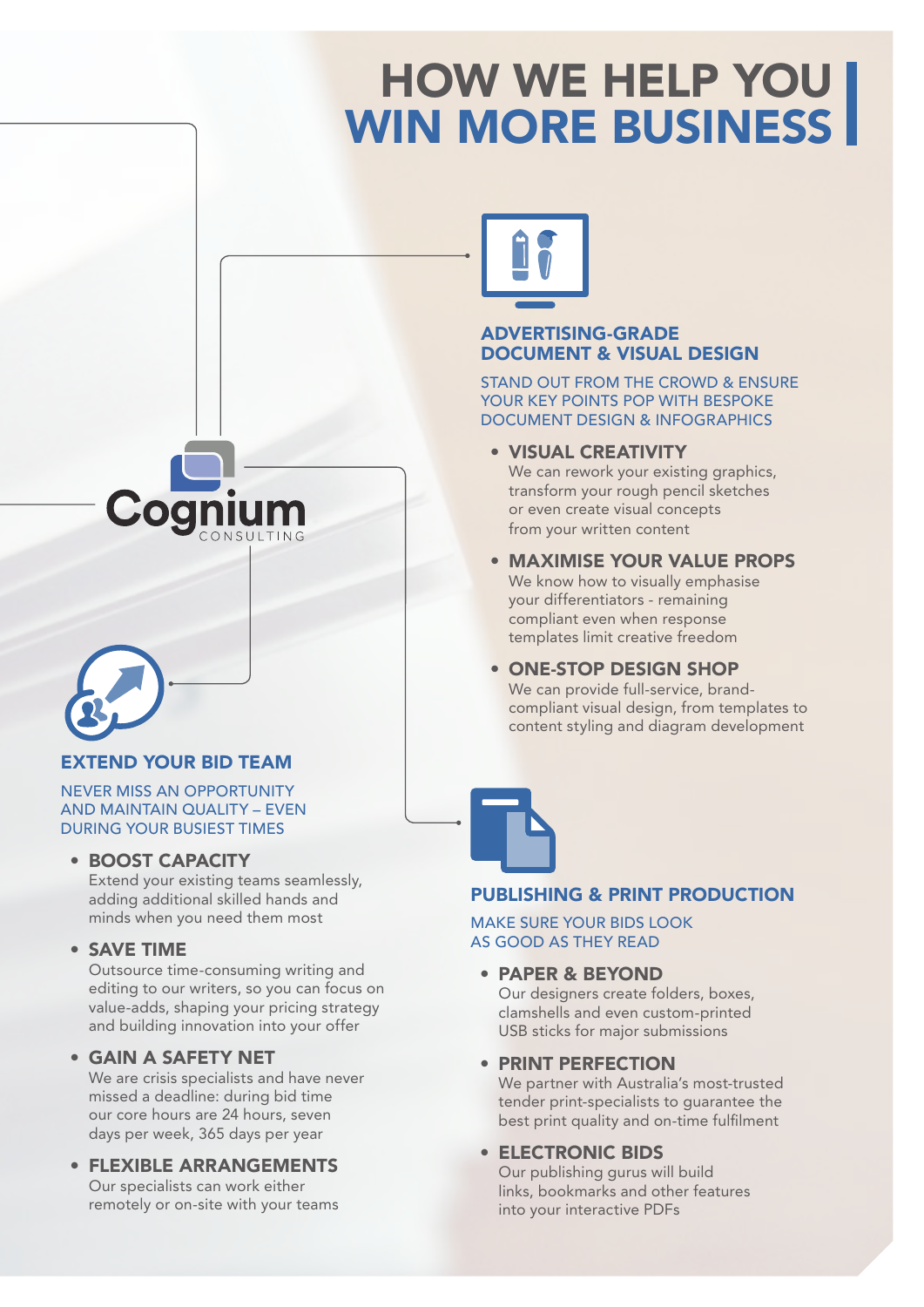# HOW WE HELP YOU WIN MORE BUSINESS

Cognium CONSULTING

## EXTEND YOUR BID TEAM

NEVER MISS AN OPPORTUNITY AND MAINTAIN QUALITY – EVEN DURING YOUR BUSIEST TIMES

- **BOOST CAPACITY**
  Extend your existing teams seamlessly, adding additional skilled hands and minds when you need them most
- **SAVE TIME**
  Outsource time-consuming writing and editing to our writers, so you can focus on value-adds, shaping your pricing strategy and building innovation into your offer
- **GAIN A SAFETY NET**
  We are crisis specialists and have never missed a deadline: during bid time our core hours are 24 hours, seven days per week, 365 days per year
- **FLEXIBLE ARRANGEMENTS**
  Our specialists can work either remotely or on-site with your teams

## ADVERTISING-GRADE DOCUMENT & VISUAL DESIGN

STAND OUT FROM THE CROWD & ENSURE YOUR KEY POINTS POP WITH BESPOKE DOCUMENT DESIGN & INFOGRAPHICS

- **VISUAL CREATIVITY**
  We can rework your existing graphics, transform your rough pencil sketches or even create visual concepts from your written content
- **MAXIMISE YOUR VALUE PROPS**
  We know how to visually emphasise your differentiators - remaining compliant even when response templates limit creative freedom
- **ONE-STOP DESIGN SHOP**
  We can provide full-service, brand-compliant visual design, from templates to content styling and diagram development

## PUBLISHING & PRINT PRODUCTION

MAKE SURE YOUR BIDS LOOK AS GOOD AS THEY READ

- **PAPER & BEYOND**
  Our designers create folders, boxes, clamshells and even custom-printed USB sticks for major submissions
- **PRINT PERFECTION**
  We partner with Australia's most-trusted tender print-specialists to guarantee the best print quality and on-time fulfilment
- **ELECTRONIC BIDS**
  Our publishing gurus will build links, bookmarks and other features into your interactive PDFs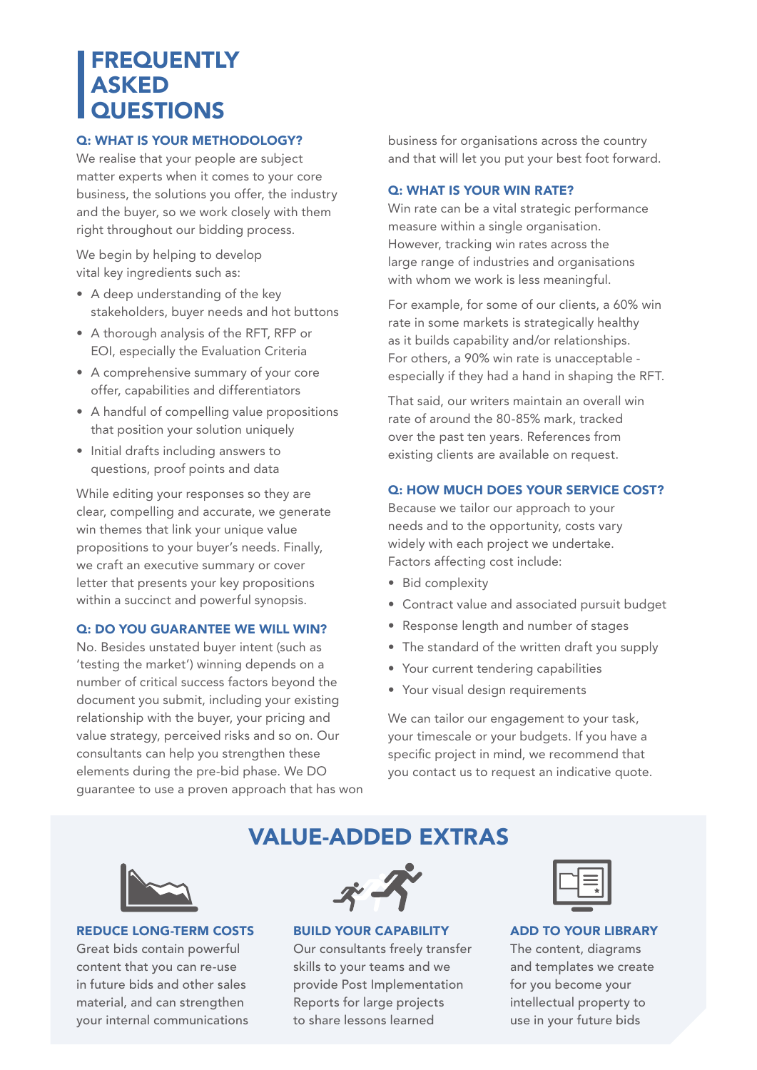# FREQUENTLY ASKED QUESTIONS

### Q: WHAT IS YOUR METHODOLOGY?

We realise that your people are subject matter experts when it comes to your core business, the solutions you offer, the industry and the buyer, so we work closely with them right throughout our bidding process.

We begin by helping to develop vital key ingredients such as:

- A deep understanding of the key stakeholders, buyer needs and hot buttons
- A thorough analysis of the RFT, RFP or EOI, especially the Evaluation Criteria
- A comprehensive summary of your core offer, capabilities and differentiators
- A handful of compelling value propositions that position your solution uniquely
- Initial drafts including answers to questions, proof points and data

While editing your responses so they are clear, compelling and accurate, we generate win themes that link your unique value propositions to your buyer's needs. Finally, we craft an executive summary or cover letter that presents your key propositions within a succinct and powerful synopsis.

### Q: DO YOU GUARANTEE WE WILL WIN?

No. Besides unstated buyer intent (such as 'testing the market') winning depends on a number of critical success factors beyond the document you submit, including your existing relationship with the buyer, your pricing and value strategy, perceived risks and so on. Our consultants can help you strengthen these elements during the pre-bid phase. We DO guarantee to use a proven approach that has won business for organisations across the country and that will let you put your best foot forward.

### Q: WHAT IS YOUR WIN RATE?

Win rate can be a vital strategic performance measure within a single organisation. However, tracking win rates across the large range of industries and organisations with whom we work is less meaningful.

For example, for some of our clients, a 60% win rate in some markets is strategically healthy as it builds capability and/or relationships. For others, a 90% win rate is unacceptable - especially if they had a hand in shaping the RFT.

That said, our writers maintain an overall win rate of around the 80-85% mark, tracked over the past ten years. References from existing clients are available on request.

### Q: HOW MUCH DOES YOUR SERVICE COST?

Because we tailor our approach to your needs and to the opportunity, costs vary widely with each project we undertake. Factors affecting cost include:

- Bid complexity
- Contract value and associated pursuit budget
- Response length and number of stages
- The standard of the written draft you supply
- Your current tendering capabilities
- Your visual design requirements

We can tailor our engagement to your task, your timescale or your budgets. If you have a specific project in mind, we recommend that you contact us to request an indicative quote.

## VALUE-ADDED EXTRAS

### REDUCE LONG-TERM COSTS

Great bids contain powerful content that you can re-use in future bids and other sales material, and can strengthen your internal communications

### BUILD YOUR CAPABILITY

Our consultants freely transfer skills to your teams and we provide Post Implementation Reports for large projects to share lessons learned

### ADD TO YOUR LIBRARY

The content, diagrams and templates we create for you become your intellectual property to use in your future bids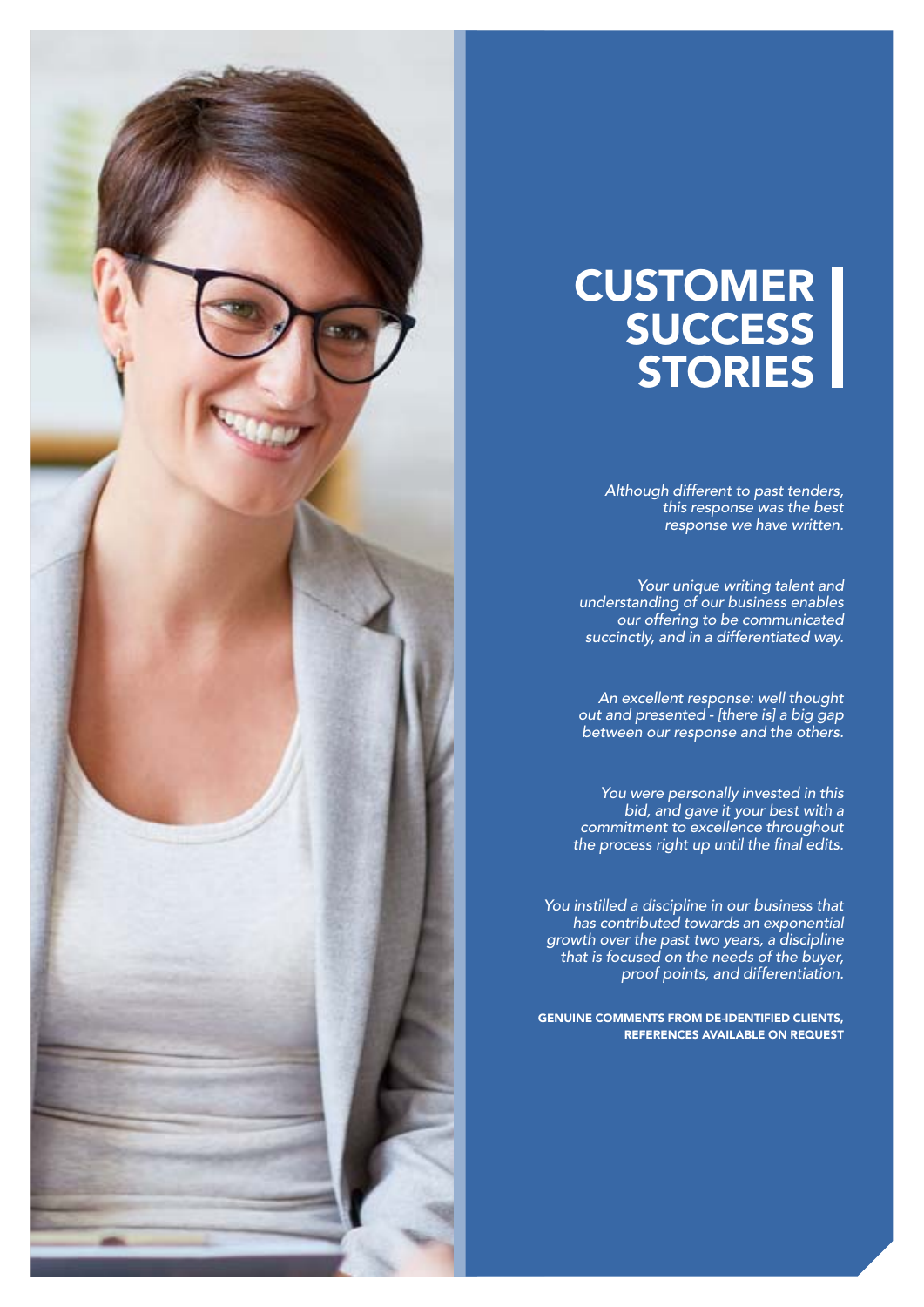# CUSTOMER SUCCESS STORIES

*Although different to past tenders, this response was the best response we have written.*

*Your unique writing talent and understanding of our business enables our offering to be communicated succinctly, and in a differentiated way.*

*An excellent response: well thought out and presented - [there is] a big gap between our response and the others.*

*You were personally invested in this bid, and gave it your best with a commitment to excellence throughout the process right up until the final edits.*

*You instilled a discipline in our business that has contributed towards an exponential growth over the past two years, a discipline that is focused on the needs of the buyer, proof points, and differentiation.*

**GENUINE COMMENTS FROM DE-IDENTIFIED CLIENTS, REFERENCES AVAILABLE ON REQUEST**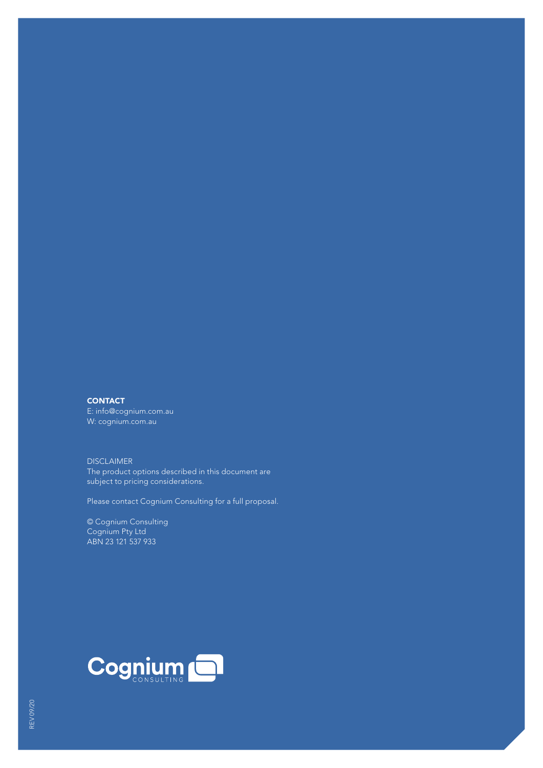**CONTACT**
E: info@cognium.com.au
W: cognium.com.au

DISCLAIMER
The product options described in this document are subject to pricing considerations.

Please contact Cognium Consulting for a full proposal.

© Cognium Consulting
Cognium Pty Ltd
ABN 23 121 537 933

Cognium CONSULTING

REV 09/20